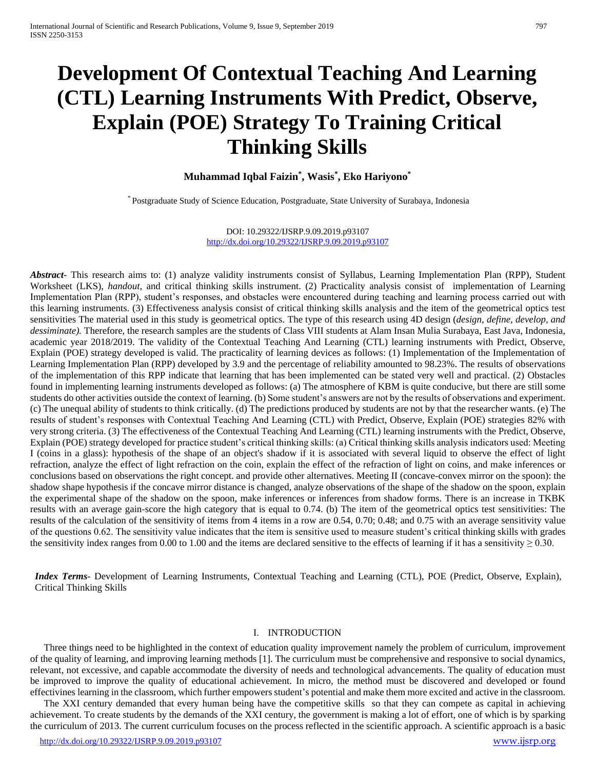# Development Of Contextual Teaching And Learning (CTL) Learning Instruments With Predict, Observe, Explain (POE) Strategy To Training Critical Thinking Skills

**Muhammad Iqbal Faizin[*], Wasis[*], Eko Hariyono[*]**

[*] Postgraduate Study of Science Education, Postgraduate, State University of Surabaya, Indonesia

DOI: 10.29322/IJSRP.9.09.2019.p93107
http://dx.doi.org/10.29322/IJSRP.9.09.2019.p93107

***Abstract-*** This research aims to: (1) analyze validity instruments consist of Syllabus, Learning Implementation Plan (RPP), Student Worksheet (LKS), *handout*, and critical thinking skills instrument. (2) Practicality analysis consist of implementation of Learning Implementation Plan (RPP), student's responses, and obstacles were encountered during teaching and learning process carried out with this learning instruments. (3) Effectiveness analysis consist of critical thinking skills analysis and the item of the geometrical optics test sensitivities The material used in this study is geometrical optics. The type of this research using 4D design (*design, define, develop, and dessiminate).* Therefore, the research samples are the students of Class VIII students at Alam Insan Mulia Surabaya, East Java, Indonesia, academic year 2018/2019. The validity of the Contextual Teaching And Learning (CTL) learning instruments with Predict, Observe, Explain (POE) strategy developed is valid. The practicality of learning devices as follows: (1) Implementation of the Implementation of Learning Implementation Plan (RPP) developed by 3.9 and the percentage of reliability amounted to 98.23%. The results of observations of the implementation of this RPP indicate that learning that has been implemented can be stated very well and practical. (2) Obstacles found in implementing learning instruments developed as follows: (a) The atmosphere of KBM is quite conducive, but there are still some students do other activities outside the context of learning. (b) Some student's answers are not by the results of observations and experiment. (c) The unequal ability of students to think critically. (d) The predictions produced by students are not by that the researcher wants. (e) The results of student's responses with Contextual Teaching And Learning (CTL) with Predict, Observe, Explain (POE) strategies 82% with very strong criteria. (3) The effectiveness of the Contextual Teaching And Learning (CTL) learning instruments with the Predict, Observe, Explain (POE) strategy developed for practice student's critical thinking skills: (a) Critical thinking skills analysis indicators used: Meeting I (coins in a glass): hypothesis of the shape of an object's shadow if it is associated with several liquid to observe the effect of light refraction, analyze the effect of light refraction on the coin, explain the effect of the refraction of light on coins, and make inferences or conclusions based on observations the right concept. and provide other alternatives. Meeting II (concave-convex mirror on the spoon): the shadow shape hypothesis if the concave mirror distance is changed, analyze observations of the shape of the shadow on the spoon, explain the experimental shape of the shadow on the spoon, make inferences or inferences from shadow forms. There is an increase in TKBK results with an average gain-score the high category that is equal to 0.74. (b) The item of the geometrical optics test sensitivities: The results of the calculation of the sensitivity of items from 4 items in a row are 0.54, 0.70; 0.48; and 0.75 with an average sensitivity value of the questions 0.62. The sensitivity value indicates that the item is sensitive used to measure student's critical thinking skills with grades the sensitivity index ranges from 0.00 to 1.00 and the items are declared sensitive to the effects of learning if it has a sensitivity $\geq 0.30$.

***Index Terms***- Development of Learning Instruments, Contextual Teaching and Learning (CTL), POE (Predict, Observe, Explain), Critical Thinking Skills

## I. INTRODUCTION

Three things need to be highlighted in the context of education quality improvement namely the problem of curriculum, improvement of the quality of learning, and improving learning methods [1]. The curriculum must be comprehensive and responsive to social dynamics, relevant, not excessive, and capable accommodate the diversity of needs and technological advancements. The quality of education must be improved to improve the quality of educational achievement. In micro, the method must be discovered and developed or found effectivines learning in the classroom, which further empowers student's potential and make them more excited and active in the classroom.

The XXI century demanded that every human being have the competitive skills so that they can compete as capital in achieving achievement. To create students by the demands of the XXI century, the government is making a lot of effort, one of which is by sparking the curriculum of 2013. The current curriculum focuses on the process reflected in the scientific approach. A scientific approach is a basic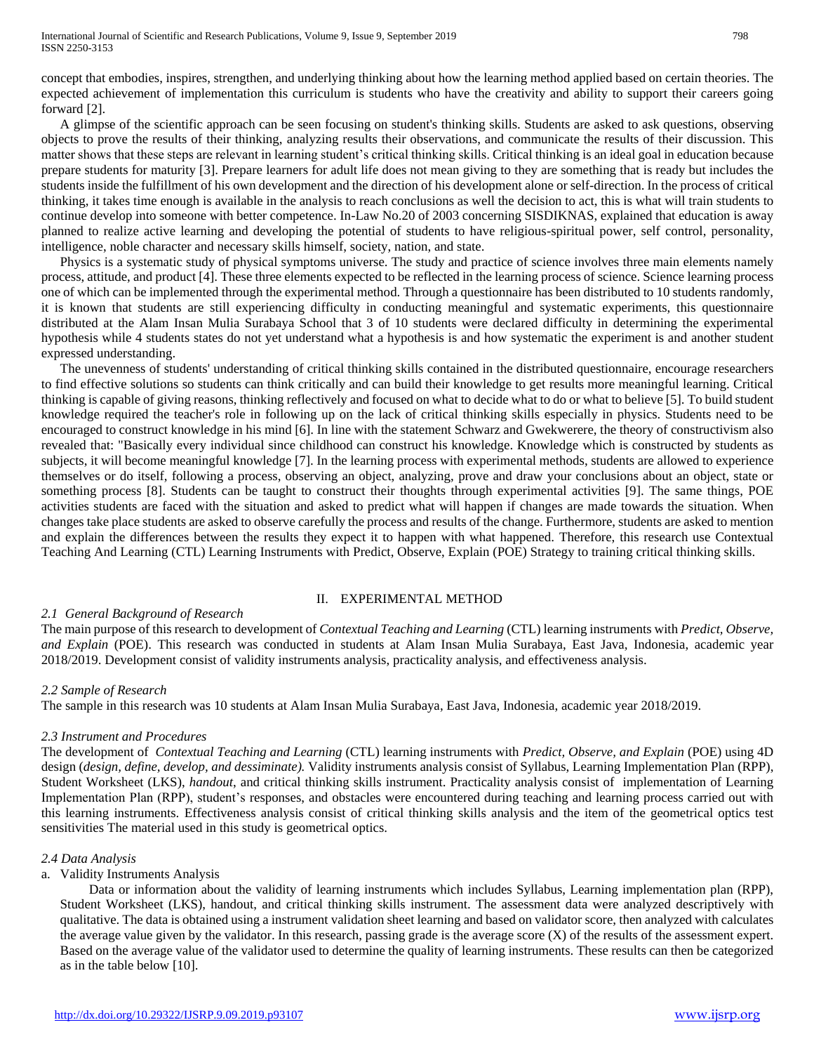concept that embodies, inspires, strengthen, and underlying thinking about how the learning method applied based on certain theories. The expected achievement of implementation this curriculum is students who have the creativity and ability to support their careers going forward [2].

A glimpse of the scientific approach can be seen focusing on student's thinking skills. Students are asked to ask questions, observing objects to prove the results of their thinking, analyzing results their observations, and communicate the results of their discussion. This matter shows that these steps are relevant in learning student's critical thinking skills. Critical thinking is an ideal goal in education because prepare students for maturity [3]. Prepare learners for adult life does not mean giving to they are something that is ready but includes the students inside the fulfillment of his own development and the direction of his development alone or self-direction. In the process of critical thinking, it takes time enough is available in the analysis to reach conclusions as well the decision to act, this is what will train students to continue develop into someone with better competence. In-Law No.20 of 2003 concerning SISDIKNAS, explained that education is away planned to realize active learning and developing the potential of students to have religious-spiritual power, self control, personality, intelligence, noble character and necessary skills himself, society, nation, and state.

Physics is a systematic study of physical symptoms universe. The study and practice of science involves three main elements namely process, attitude, and product [4]. These three elements expected to be reflected in the learning process of science. Science learning process one of which can be implemented through the experimental method. Through a questionnaire has been distributed to 10 students randomly, it is known that students are still experiencing difficulty in conducting meaningful and systematic experiments, this questionnaire distributed at the Alam Insan Mulia Surabaya School that 3 of 10 students were declared difficulty in determining the experimental hypothesis while 4 students states do not yet understand what a hypothesis is and how systematic the experiment is and another student expressed understanding.

The unevenness of students' understanding of critical thinking skills contained in the distributed questionnaire, encourage researchers to find effective solutions so students can think critically and can build their knowledge to get results more meaningful learning. Critical thinking is capable of giving reasons, thinking reflectively and focused on what to decide what to do or what to believe [5]. To build student knowledge required the teacher's role in following up on the lack of critical thinking skills especially in physics. Students need to be encouraged to construct knowledge in his mind [6]. In line with the statement Schwarz and Gwekwerere, the theory of constructivism also revealed that: "Basically every individual since childhood can construct his knowledge. Knowledge which is constructed by students as subjects, it will become meaningful knowledge [7]. In the learning process with experimental methods, students are allowed to experience themselves or do itself, following a process, observing an object, analyzing, prove and draw your conclusions about an object, state or something process [8]. Students can be taught to construct their thoughts through experimental activities [9]. The same things, POE activities students are faced with the situation and asked to predict what will happen if changes are made towards the situation. When changes take place students are asked to observe carefully the process and results of the change. Furthermore, students are asked to mention and explain the differences between the results they expect it to happen with what happened. Therefore, this research use Contextual Teaching And Learning (CTL) Learning Instruments with Predict, Observe, Explain (POE) Strategy to training critical thinking skills.

## II. EXPERIMENTAL METHOD

### *2.1 General Background of Research*

The main purpose of this research to development of *Contextual Teaching and Learning* (CTL) learning instruments with *Predict, Observe, and Explain* (POE). This research was conducted in students at Alam Insan Mulia Surabaya, East Java, Indonesia, academic year 2018/2019. Development consist of validity instruments analysis, practicality analysis, and effectiveness analysis.

### *2.2 Sample of Research*

The sample in this research was 10 students at Alam Insan Mulia Surabaya, East Java, Indonesia, academic year 2018/2019.

### *2.3 Instrument and Procedures*

The development of *Contextual Teaching and Learning* (CTL) learning instruments with *Predict, Observe, and Explain* (POE) using 4D design (*design, define, develop, and dessiminate).* Validity instruments analysis consist of Syllabus, Learning Implementation Plan (RPP), Student Worksheet (LKS), *handout*, and critical thinking skills instrument. Practicality analysis consist of implementation of Learning Implementation Plan (RPP), student's responses, and obstacles were encountered during teaching and learning process carried out with this learning instruments. Effectiveness analysis consist of critical thinking skills analysis and the item of the geometrical optics test sensitivities The material used in this study is geometrical optics.

### *2.4 Data Analysis*

a. Validity Instruments Analysis

Data or information about the validity of learning instruments which includes Syllabus, Learning implementation plan (RPP), Student Worksheet (LKS), handout, and critical thinking skills instrument. The assessment data were analyzed descriptively with qualitative. The data is obtained using a instrument validation sheet learning and based on validator score, then analyzed with calculates the average value given by the validator. In this research, passing grade is the average score (X) of the results of the assessment expert. Based on the average value of the validator used to determine the quality of learning instruments. These results can then be categorized as in the table below [10].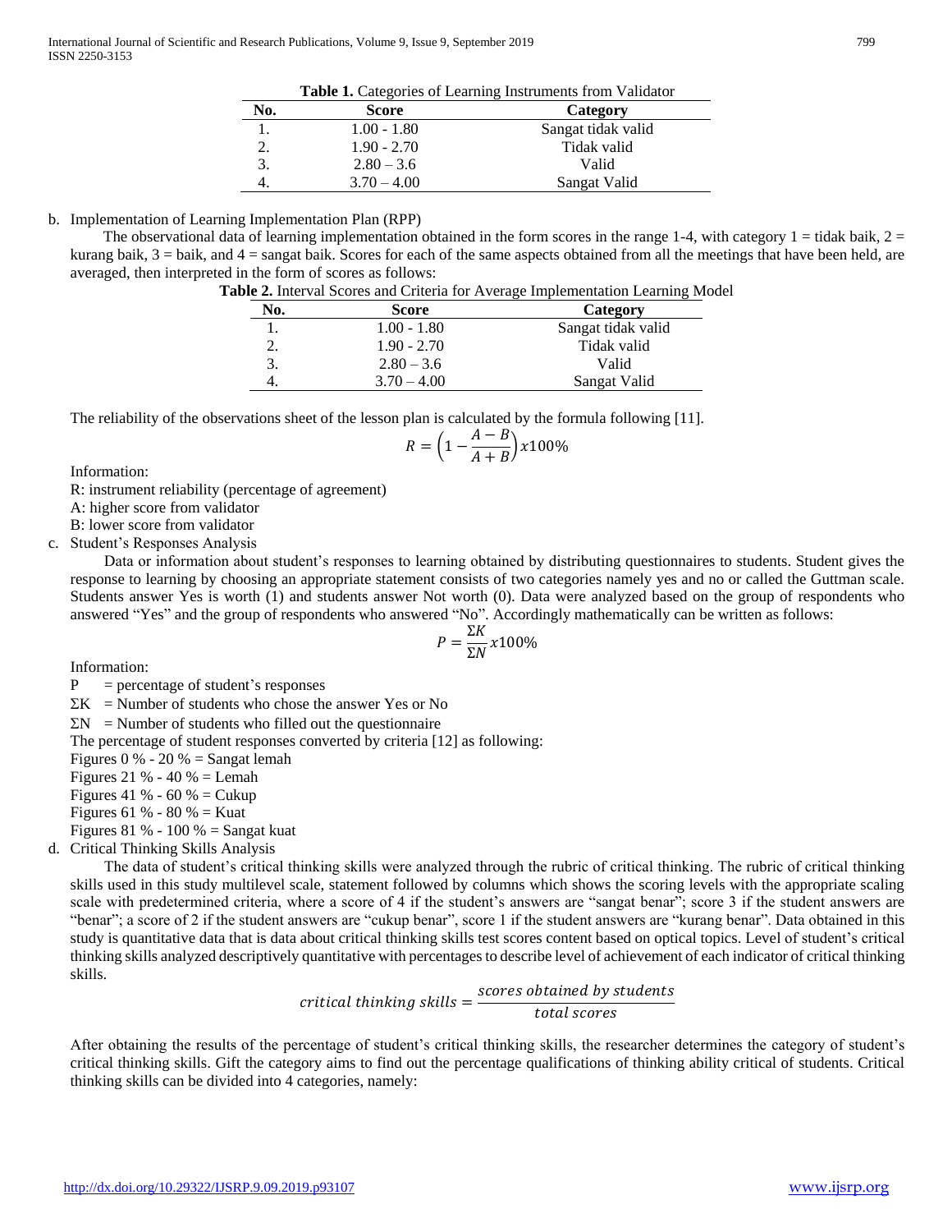**Table 1.** Categories of Learning Instruments from Validator

| No. | Score | Category |
|---|---|---|
| 1. | 1.00 - 1.80 | Sangat tidak valid |
| 2. | 1.90 - 2.70 | Tidak valid |
| 3. | 2.80 – 3.6 | Valid |
| 4. | 3.70 – 4.00 | Sangat Valid |

b. Implementation of Learning Implementation Plan (RPP)

The observational data of learning implementation obtained in the form scores in the range 1-4, with category 1 = tidak baik, 2 = kurang baik, 3 = baik, and 4 = sangat baik. Scores for each of the same aspects obtained from all the meetings that have been held, are averaged, then interpreted in the form of scores as follows:

**Table 2.** Interval Scores and Criteria for Average Implementation Learning Model

| No. | Score | Category |
|---|---|---|
| 1. | 1.00 - 1.80 | Sangat tidak valid |
| 2. | 1.90 - 2.70 | Tidak valid |
| 3. | 2.80 – 3.6 | Valid |
| 4. | 3.70 – 4.00 | Sangat Valid |

The reliability of the observations sheet of the lesson plan is calculated by the formula following [11].

$$R = \left(1 - \frac{A - B}{A + B}\right) x 100\%$$

Information:

R: instrument reliability (percentage of agreement)

A: higher score from validator

B: lower score from validator

c. Student's Responses Analysis

Data or information about student's responses to learning obtained by distributing questionnaires to students. Student gives the response to learning by choosing an appropriate statement consists of two categories namely yes and no or called the Guttman scale. Students answer Yes is worth (1) and students answer Not worth (0). Data were analyzed based on the group of respondents who answered "Yes" and the group of respondents who answered "No". Accordingly mathematically can be written as follows:

$$P = \frac{\Sigma K}{\Sigma N} x 100\%$$

Information:

P = percentage of student's responses

$\Sigma K$ = Number of students who chose the answer Yes or No

$\Sigma N$ = Number of students who filled out the questionnaire

The percentage of student responses converted by criteria [12] as following:

Figures 0 % - 20 % = Sangat lemah

Figures 21 % - 40 % = Lemah

Figures 41 % - 60 % = Cukup

Figures 61 % - 80 % = Kuat

Figures 81 % - 100 % = Sangat kuat

d. Critical Thinking Skills Analysis

The data of student's critical thinking skills were analyzed through the rubric of critical thinking. The rubric of critical thinking skills used in this study multilevel scale, statement followed by columns which shows the scoring levels with the appropriate scaling scale with predetermined criteria, where a score of 4 if the student's answers are "sangat benar"; score 3 if the student answers are "benar"; a score of 2 if the student answers are "cukup benar", score 1 if the student answers are "kurang benar". Data obtained in this study is quantitative data that is data about critical thinking skills test scores content based on optical topics. Level of student's critical thinking skills analyzed descriptively quantitative with percentages to describe level of achievement of each indicator of critical thinking skills.

$$critical\ thinking\ skills = \frac{scores\ obtained\ by\ students}{total\ scores}$$

After obtaining the results of the percentage of student's critical thinking skills, the researcher determines the category of student's critical thinking skills. Gift the category aims to find out the percentage qualifications of thinking ability critical of students. Critical thinking skills can be divided into 4 categories, namely: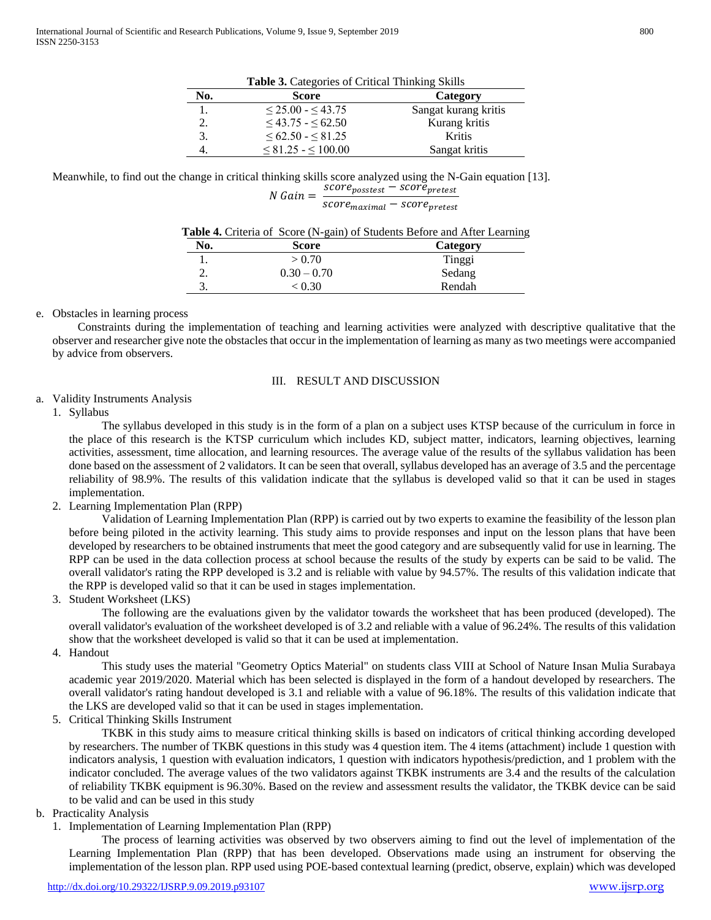**Table 3.** Categories of Critical Thinking Skills

| No. | Score | Category |
|---|---|---|
| 1. | ≤ 25.00 - ≤ 43.75 | Sangat kurang kritis |
| 2. | ≤ 43.75 - ≤ 62.50 | Kurang kritis |
| 3. | ≤ 62.50 - ≤ 81.25 | Kritis |
| 4. | ≤ 81.25 - ≤ 100.00 | Sangat kritis |

Meanwhile, to find out the change in critical thinking skills score analyzed using the N-Gain equation [13].

$$N\ Gain = \frac{score_{posstest} - score_{pretest}}{score_{maximal} - score_{pretest}}$$

**Table 4.** Criteria of Score (N-gain) of Students Before and After Learning

| No. | Score | Category |
|---|---|---|
| 1. | > 0.70 | Tinggi |
| 2. | 0.30 – 0.70 | Sedang |
| 3. | < 0.30 | Rendah |

e. Obstacles in learning process

Constraints during the implementation of teaching and learning activities were analyzed with descriptive qualitative that the observer and researcher give note the obstacles that occur in the implementation of learning as many as two meetings were accompanied by advice from observers.

## III. RESULT AND DISCUSSION

a. Validity Instruments Analysis

1. Syllabus

The syllabus developed in this study is in the form of a plan on a subject uses KTSP because of the curriculum in force in the place of this research is the KTSP curriculum which includes KD, subject matter, indicators, learning objectives, learning activities, assessment, time allocation, and learning resources. The average value of the results of the syllabus validation has been done based on the assessment of 2 validators. It can be seen that overall, syllabus developed has an average of 3.5 and the percentage reliability of 98.9%. The results of this validation indicate that the syllabus is developed valid so that it can be used in stages implementation.

2. Learning Implementation Plan (RPP)

Validation of Learning Implementation Plan (RPP) is carried out by two experts to examine the feasibility of the lesson plan before being piloted in the activity learning. This study aims to provide responses and input on the lesson plans that have been developed by researchers to be obtained instruments that meet the good category and are subsequently valid for use in learning. The RPP can be used in the data collection process at school because the results of the study by experts can be said to be valid. The overall validator's rating the RPP developed is 3.2 and is reliable with value by 94.57%. The results of this validation indicate that the RPP is developed valid so that it can be used in stages implementation.

3. Student Worksheet (LKS)

The following are the evaluations given by the validator towards the worksheet that has been produced (developed). The overall validator's evaluation of the worksheet developed is of 3.2 and reliable with a value of 96.24%. The results of this validation show that the worksheet developed is valid so that it can be used at implementation.

4. Handout

This study uses the material "Geometry Optics Material" on students class VIII at School of Nature Insan Mulia Surabaya academic year 2019/2020. Material which has been selected is displayed in the form of a handout developed by researchers. The overall validator's rating handout developed is 3.1 and reliable with a value of 96.18%. The results of this validation indicate that the LKS are developed valid so that it can be used in stages implementation.

5. Critical Thinking Skills Instrument

TKBK in this study aims to measure critical thinking skills is based on indicators of critical thinking according developed by researchers. The number of TKBK questions in this study was 4 question item. The 4 items (attachment) include 1 question with indicators analysis, 1 question with evaluation indicators, 1 question with indicators hypothesis/prediction, and 1 problem with the indicator concluded. The average values of the two validators against TKBK instruments are 3.4 and the results of the calculation of reliability TKBK equipment is 96.30%. Based on the review and assessment results the validator, the TKBK device can be said to be valid and can be used in this study

b. Practicality Analysis

1. Implementation of Learning Implementation Plan (RPP)

The process of learning activities was observed by two observers aiming to find out the level of implementation of the Learning Implementation Plan (RPP) that has been developed. Observations made using an instrument for observing the implementation of the lesson plan. RPP used using POE-based contextual learning (predict, observe, explain) which was developed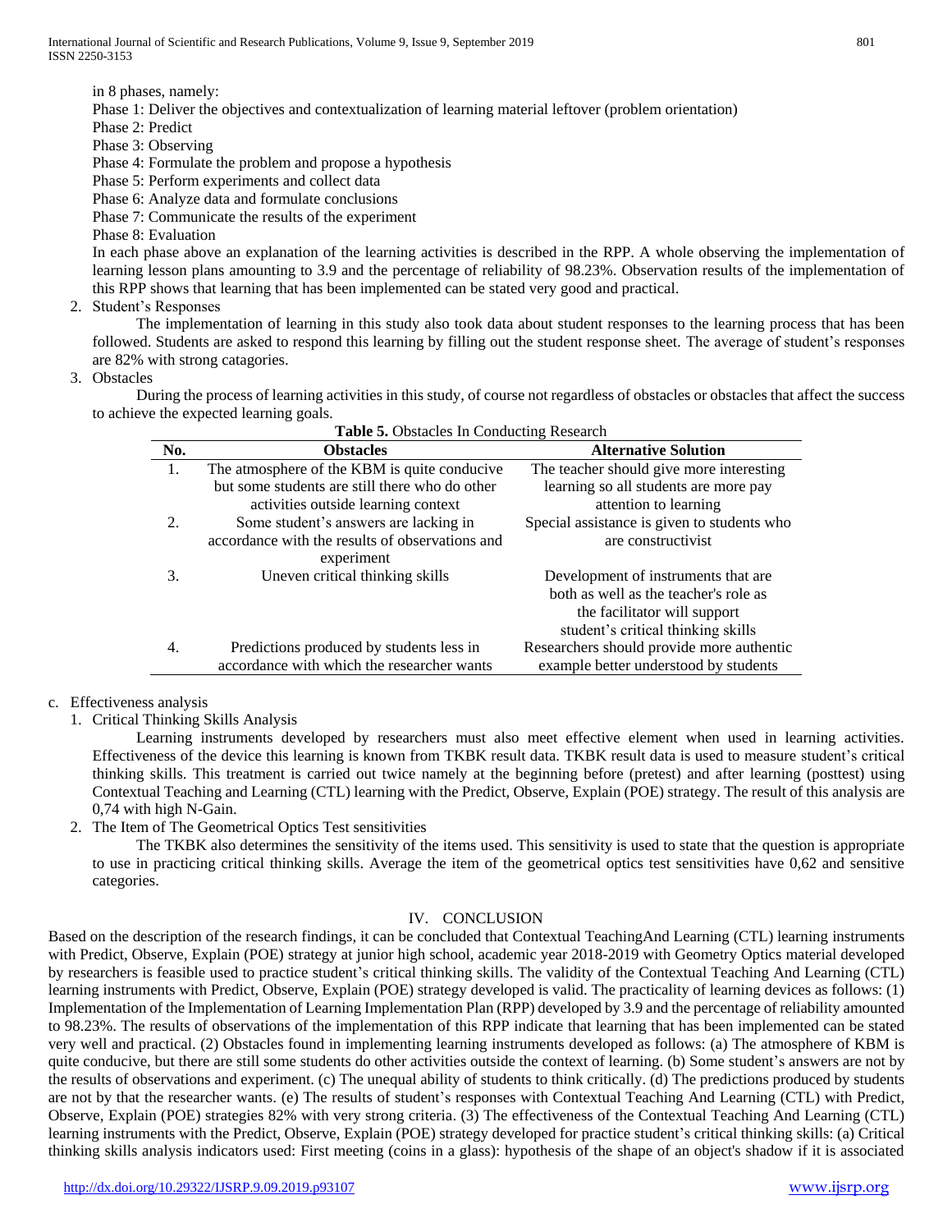in 8 phases, namely:

Phase 1: Deliver the objectives and contextualization of learning material leftover (problem orientation)
Phase 2: Predict
Phase 3: Observing
Phase 4: Formulate the problem and propose a hypothesis
Phase 5: Perform experiments and collect data
Phase 6: Analyze data and formulate conclusions
Phase 7: Communicate the results of the experiment
Phase 8: Evaluation

In each phase above an explanation of the learning activities is described in the RPP. A whole observing the implementation of learning lesson plans amounting to 3.9 and the percentage of reliability of 98.23%. Observation results of the implementation of this RPP shows that learning that has been implemented can be stated very good and practical.

2. Student's Responses

The implementation of learning in this study also took data about student responses to the learning process that has been followed. Students are asked to respond this learning by filling out the student response sheet. The average of student's responses are 82% with strong catagories.

3. Obstacles

During the process of learning activities in this study, of course not regardless of obstacles or obstacles that affect the success to achieve the expected learning goals.

**Table 5.** Obstacles In Conducting Research

| No. | Obstacles | Alternative Solution |
|---|---|---|
| 1. | The atmosphere of the KBM is quite conducive but some students are still there who do other activities outside learning context | The teacher should give more interesting learning so all students are more pay attention to learning |
| 2. | Some student's answers are lacking in accordance with the results of observations and experiment | Special assistance is given to students who are constructivist |
| 3. | Uneven critical thinking skills | Development of instruments that are both as well as the teacher's role as the facilitator will support student's critical thinking skills |
| 4. | Predictions produced by students less in accordance with which the researcher wants | Researchers should provide more authentic example better understood by students |

c. Effectiveness analysis

1. Critical Thinking Skills Analysis

Learning instruments developed by researchers must also meet effective element when used in learning activities. Effectiveness of the device this learning is known from TKBK result data. TKBK result data is used to measure student's critical thinking skills. This treatment is carried out twice namely at the beginning before (pretest) and after learning (posttest) using Contextual Teaching and Learning (CTL) learning with the Predict, Observe, Explain (POE) strategy. The result of this analysis are 0,74 with high N-Gain.

2. The Item of The Geometrical Optics Test sensitivities

The TKBK also determines the sensitivity of the items used. This sensitivity is used to state that the question is appropriate to use in practicing critical thinking skills. Average the item of the geometrical optics test sensitivities have 0,62 and sensitive categories.

## IV. CONCLUSION

Based on the description of the research findings, it can be concluded that Contextual TeachingAnd Learning (CTL) learning instruments with Predict, Observe, Explain (POE) strategy at junior high school, academic year 2018-2019 with Geometry Optics material developed by researchers is feasible used to practice student's critical thinking skills. The validity of the Contextual Teaching And Learning (CTL) learning instruments with Predict, Observe, Explain (POE) strategy developed is valid. The practicality of learning devices as follows: (1) Implementation of the Implementation of Learning Implementation Plan (RPP) developed by 3.9 and the percentage of reliability amounted to 98.23%. The results of observations of the implementation of this RPP indicate that learning that has been implemented can be stated very well and practical. (2) Obstacles found in implementing learning instruments developed as follows: (a) The atmosphere of KBM is quite conducive, but there are still some students do other activities outside the context of learning. (b) Some student's answers are not by the results of observations and experiment. (c) The unequal ability of students to think critically. (d) The predictions produced by students are not by that the researcher wants. (e) The results of student's responses with Contextual Teaching And Learning (CTL) with Predict, Observe, Explain (POE) strategies 82% with very strong criteria. (3) The effectiveness of the Contextual Teaching And Learning (CTL) learning instruments with the Predict, Observe, Explain (POE) strategy developed for practice student's critical thinking skills: (a) Critical thinking skills analysis indicators used: First meeting (coins in a glass): hypothesis of the shape of an object's shadow if it is associated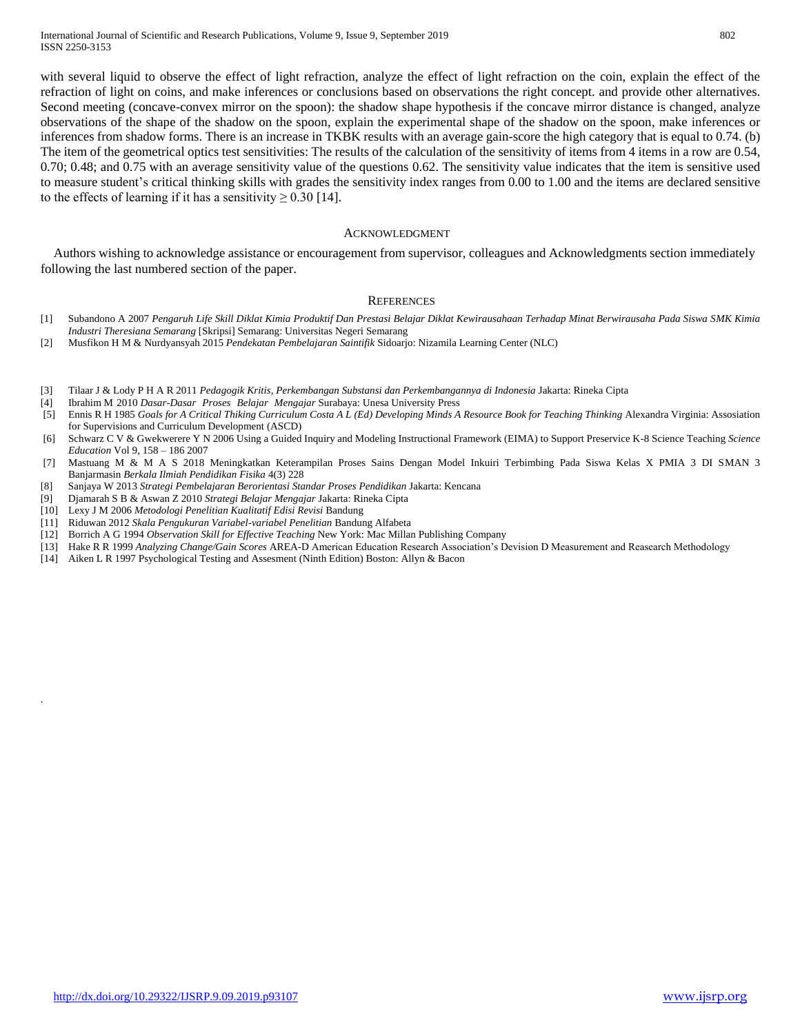with several liquid to observe the effect of light refraction, analyze the effect of light refraction on the coin, explain the effect of the refraction of light on coins, and make inferences or conclusions based on observations the right concept. and provide other alternatives. Second meeting (concave-convex mirror on the spoon): the shadow shape hypothesis if the concave mirror distance is changed, analyze observations of the shape of the shadow on the spoon, explain the experimental shape of the shadow on the spoon, make inferences or inferences from shadow forms. There is an increase in TKBK results with an average gain-score the high category that is equal to 0.74. (b) The item of the geometrical optics test sensitivities: The results of the calculation of the sensitivity of items from 4 items in a row are 0.54, 0.70; 0.48; and 0.75 with an average sensitivity value of the questions 0.62. The sensitivity value indicates that the item is sensitive used to measure student's critical thinking skills with grades the sensitivity index ranges from 0.00 to 1.00 and the items are declared sensitive to the effects of learning if it has a sensitivity $\geq 0.30$ [14].

## Acknowledgment

Authors wishing to acknowledge assistance or encouragement from supervisor, colleagues and Acknowledgments section immediately following the last numbered section of the paper.

## References

[1] Subandono A 2007 *Pengaruh Life Skill Diklat Kimia Produktif Dan Prestasi Belajar Diklat Kewirausahaan Terhadap Minat Berwirausaha Pada Siswa SMK Kimia Industri Theresiana Semarang* [Skripsi] Semarang: Universitas Negeri Semarang

[2] Musfikon H M & Nurdyansyah 2015 *Pendekatan Pembelajaran Saintifik* Sidoarjo: Nizamila Learning Center (NLC)

[3] Tilaar J & Lody P H A R 2011 *Pedagogik Kritis, Perkembangan Substansi dan Perkembangannya di Indonesia* Jakarta: Rineka Cipta

[4] Ibrahim M 2010 *Dasar-Dasar Proses Belajar Mengajar* Surabaya: Unesa University Press

[5] Ennis R H 1985 *Goals for A Critical Thiking Curriculum Costa A L (Ed) Developing Minds A Resource Book for Teaching Thinking* Alexandra Virginia: Assosiation for Supervisions and Curriculum Development (ASCD)

[6] Schwarz C V & Gwekwerere Y N 2006 Using a Guided Inquiry and Modeling Instructional Framework (EIMA) to Support Preservice K-8 Science Teaching *Science Education* Vol 9, 158 – 186 2007

[7] Mastuang M & M A S 2018 Meningkatkan Keterampilan Proses Sains Dengan Model Inkuiri Terbimbing Pada Siswa Kelas X PMIA 3 DI SMAN 3 Banjarmasin *Berkala Ilmiah Pendidikan Fisika* 4(3) 228

[8] Sanjaya W 2013 *Strategi Pembelajaran Berorientasi Standar Proses Pendidikan* Jakarta: Kencana

[9] Djamarah S B & Aswan Z 2010 *Strategi Belajar Mengajar* Jakarta: Rineka Cipta

[10] Lexy J M 2006 *Metodologi Penelitian Kualitatif Edisi Revisi* Bandung

[11] Riduwan 2012 *Skala Pengukuran Variabel-variabel Penelitian* Bandung Alfabeta

[12] Borrich A G 1994 *Observation Skill for Effective Teaching* New York: Mac Millan Publishing Company

[13] Hake R R 1999 *Analyzing Change/Gain Scores* AREA-D American Education Research Association's Devision D Measurement and Reasearch Methodology

[14] Aiken L R 1997 Psychological Testing and Assesment (Ninth Edition) Boston: Allyn & Bacon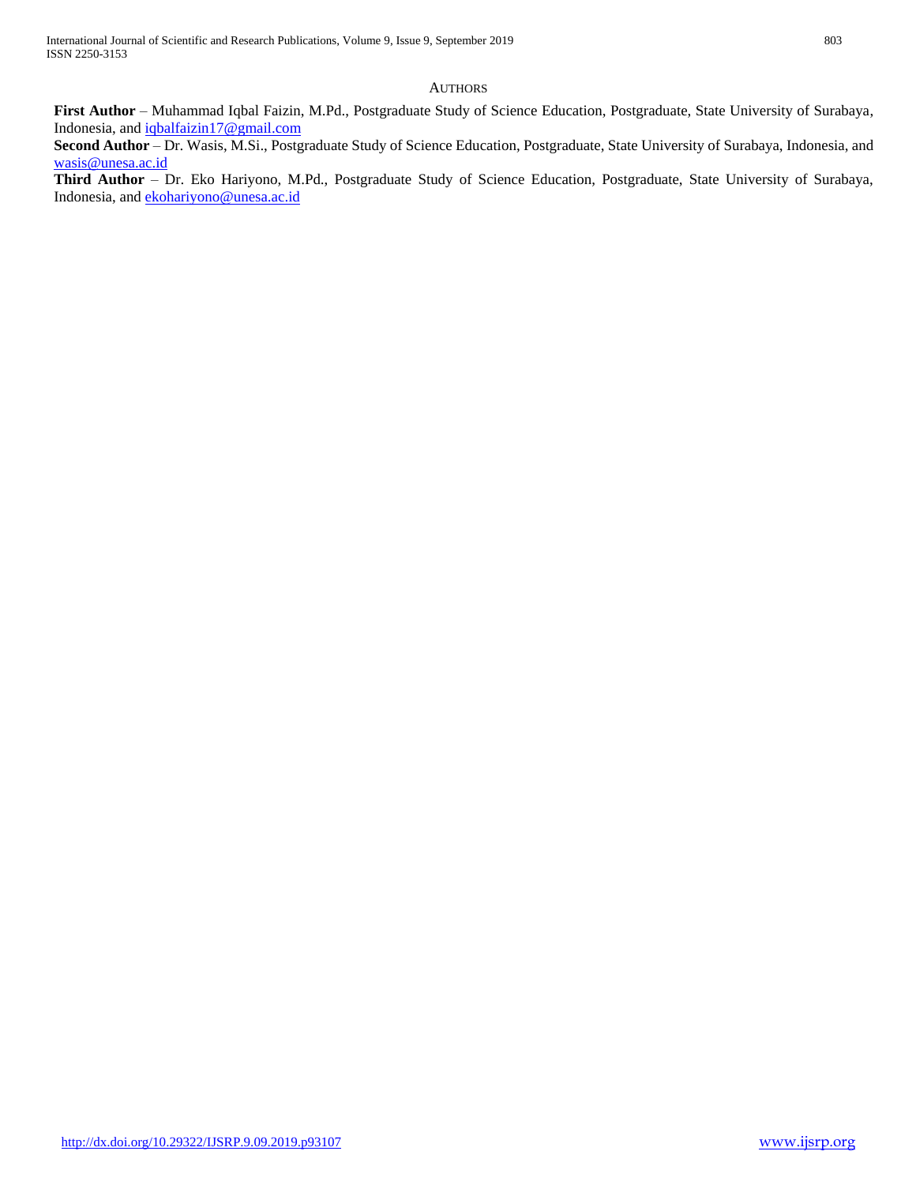## AUTHORS

**First Author** – Muhammad Iqbal Faizin, M.Pd., Postgraduate Study of Science Education, Postgraduate, State University of Surabaya, Indonesia, and iqbalfaizin17@gmail.com

**Second Author** – Dr. Wasis, M.Si., Postgraduate Study of Science Education, Postgraduate, State University of Surabaya, Indonesia, and wasis@unesa.ac.id

**Third Author** – Dr. Eko Hariyono, M.Pd., Postgraduate Study of Science Education, Postgraduate, State University of Surabaya, Indonesia, and ekohariyono@unesa.ac.id